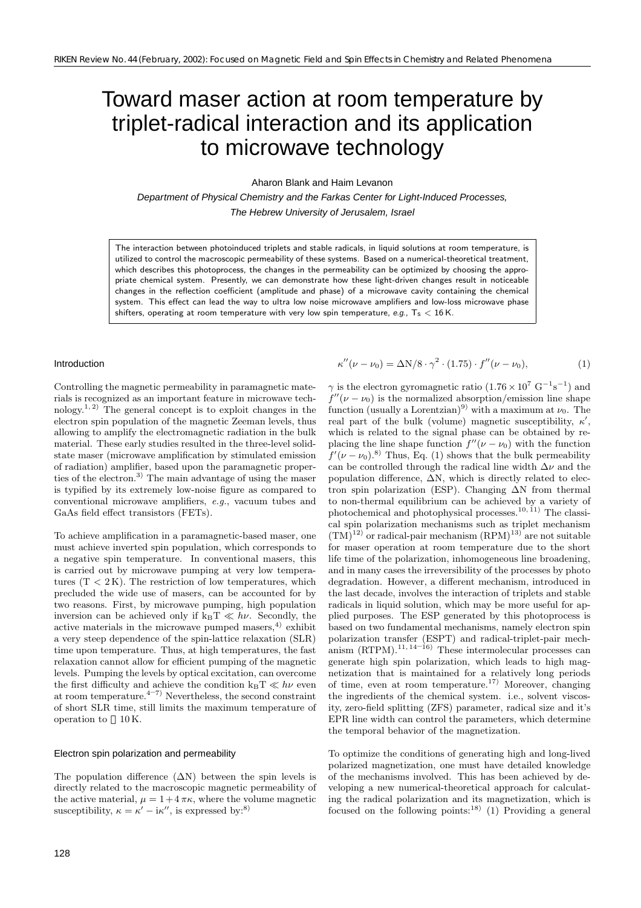# Toward maser action at room temperature by triplet-radical interaction and its application to microwave technology

Aharon Blank and Haim Levanon

*Department of Physical Chemistry and the Farkas Center for Light-Induced Processes, The Hebrew University of Jerusalem, Israel*

The interaction between photoinduced triplets and stable radicals, in liquid solutions at room temperature, is utilized to control the macroscopic permeability of these systems. Based on a numerical-theoretical treatment, which describes this photoprocess, the changes in the permeability can be optimized by choosing the appropriate chemical system. Presently, we can demonstrate how these light-driven changes result in noticeable changes in the reflection coefficient (amplitude and phase) of a microwave cavity containing the chemical system. This effect can lead the way to ultra low noise microwave amplifiers and low-loss microwave phase shifters, operating at room temperature with very low spin temperature, *e.g.*, $T_S < 16$ K.

## Introduction

Controlling the magnetic permeability in paramagnetic materials is recognized as an important feature in microwave technology.[1,2] The general concept is to exploit changes in the electron spin population of the magnetic Zeeman levels, thus allowing to amplify the electromagnetic radiation in the bulk material. These early studies resulted in the three-level solid-state maser (microwave amplification by stimulated emission of radiation) amplifier, based upon the paramagnetic properties of the electron.[3] The main advantage of using the maser is typified by its extremely low-noise figure as compared to conventional microwave amplifiers, *e.g.*, vacuum tubes and GaAs field effect transistors (FETs).

To achieve amplification in a paramagnetic-based maser, one must achieve inverted spin population, which corresponds to a negative spin temperature. In conventional masers, this is carried out by microwave pumping at very low temperatures ($T < 2$ K). The restriction of low temperatures, which precluded the wide use of masers, can be accounted for by two reasons. First, by microwave pumping, high population inversion can be achieved only if $k_B T \ll h\nu$. Secondly, the active materials in the microwave pumped masers,[4] exhibit a very steep dependence of the spin-lattice relaxation (SLR) time upon temperature. Thus, at high temperatures, the fast relaxation cannot allow for efficient pumping of the magnetic levels. Pumping the levels by optical excitation, can overcome the first difficulty and achieve the condition $k_B T \ll h\nu$ even at room temperature.[4–7] Nevertheless, the second constraint of short SLR time, still limits the maximum temperature of operation to ∼10 K.

## Electron spin polarization and permeability

The population difference ($\Delta N$) between the spin levels is directly related to the macroscopic magnetic permeability of the active material, $\mu = 1 + 4\pi\kappa$, where the volume magnetic susceptibility, $\kappa = \kappa' - i\kappa''$, is expressed by:[8]

$$\kappa''(\nu - \nu_0) = \Delta N/8 \cdot \gamma^2 \cdot (1.75) \cdot f''(\nu - \nu_0), \tag{1}$$

$\gamma$ is the electron gyromagnetic ratio ($1.76 \times 10^7$ G$^{-1}$s$^{-1}$) and $f''(\nu - \nu_0)$ is the normalized absorption/emission line shape function (usually a Lorentzian)[9] with a maximum at $\nu_0$. The real part of the bulk (volume) magnetic susceptibility, $\kappa'$, which is related to the signal phase can be obtained by replacing the line shape function $f''(\nu - \nu_0)$ with the function $f'(\nu - \nu_0)$.[8] Thus, Eq. (1) shows that the bulk permeability can be controlled through the radical line width $\Delta\nu$ and the population difference, $\Delta N$, which is directly related to electron spin polarization (ESP). Changing $\Delta N$ from thermal to non-thermal equilibrium can be achieved by a variety of photochemical and photophysical processes.[10,11] The classical spin polarization mechanisms such as triplet mechanism (TM)[12] or radical-pair mechanism (RPM)[13] are not suitable for maser operation at room temperature due to the short life time of the polarization, inhomogeneous line broadening, and in many cases the irreversibility of the processes by photo degradation. However, a different mechanism, introduced in the last decade, involves the interaction of triplets and stable radicals in liquid solution, which may be more useful for applied purposes. The ESP generated by this photoprocess is based on two fundamental mechanisms, namely electron spin polarization transfer (ESPT) and radical-triplet-pair mechanism (RTPM).[11,14–16] These intermolecular processes can generate high spin polarization, which leads to high magnetization that is maintained for a relatively long periods of time, even at room temperature.[17] Moreover, changing the ingredients of the chemical system. i.e., solvent viscosity, zero-field splitting (ZFS) parameter, radical size and it's EPR line width can control the parameters, which determine the temporal behavior of the magnetization.

To optimize the conditions of generating high and long-lived polarized magnetization, one must have detailed knowledge of the mechanisms involved. This has been achieved by developing a new numerical-theoretical approach for calculating the radical polarization and its magnetization, which is focused on the following points:[18] (1) Providing a general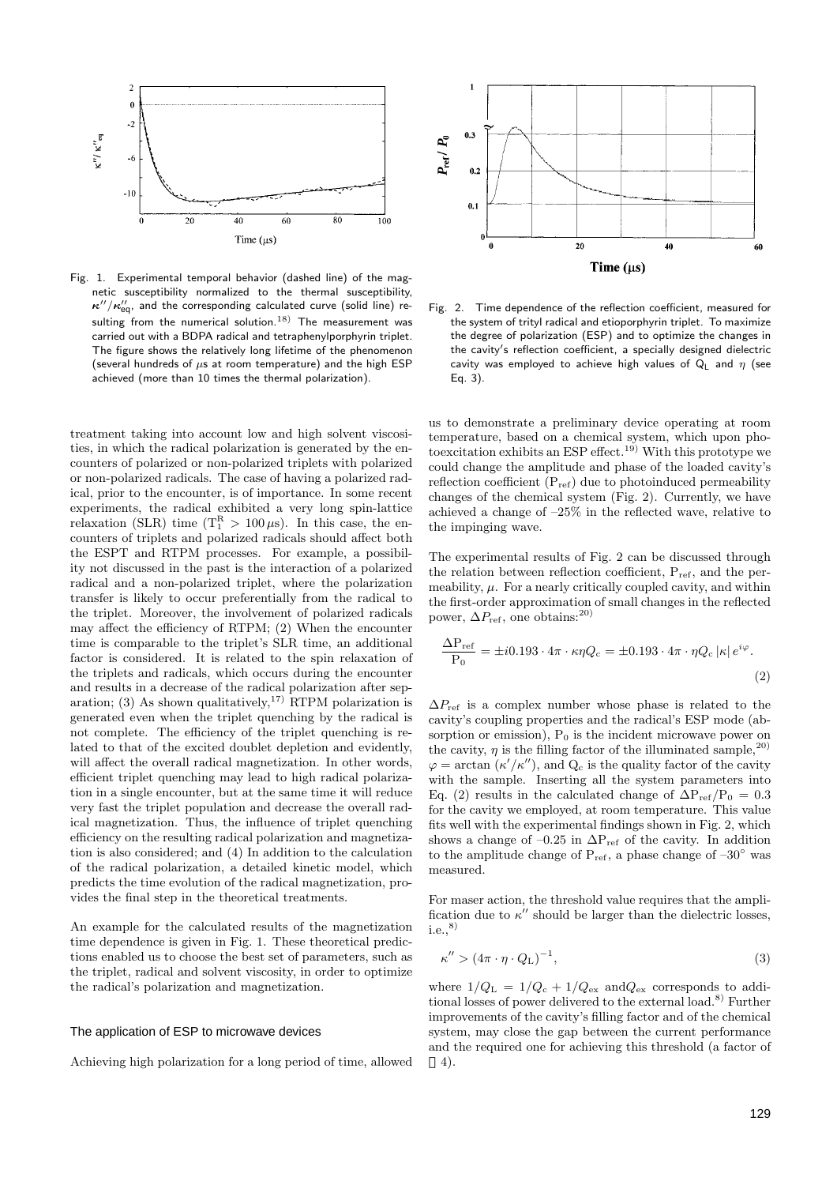Fig. 1. Experimental temporal behavior (dashed line) of the magnetic susceptibility normalized to the thermal susceptibility, $\kappa''/\kappa''_{eq}$, and the corresponding calculated curve (solid line) resulting from the numerical solution.[18] The measurement was carried out with a BDPA radical and tetraphenylporphyrin triplet. The figure shows the relatively long lifetime of the phenomenon (several hundreds of $\mu$s at room temperature) and the high ESP achieved (more than 10 times the thermal polarization).

Fig. 2. Time dependence of the reflection coefficient, measured for the system of trityl radical and etioporphyrin triplet. To maximize the degree of polarization (ESP) and to optimize the changes in the cavity's reflection coefficient, a specially designed dielectric cavity was employed to achieve high values of $Q_L$ and $\eta$ (see Eq. 3).

treatment taking into account low and high solvent viscosities, in which the radical polarization is generated by the encounters of polarized or non-polarized triplets with polarized or non-polarized radicals. The case of having a polarized radical, prior to the encounter, is of importance. In some recent experiments, the radical exhibited a very long spin-lattice relaxation (SLR) time ($T_1^R > 100\,\mu$s). In this case, the encounters of triplets and polarized radicals should affect both the ESPT and RTPM processes. For example, a possibility not discussed in the past is the interaction of a polarized radical and a non-polarized triplet, where the polarization transfer is likely to occur preferentially from the radical to the triplet. Moreover, the involvement of polarized radicals may affect the efficiency of RTPM; (2) When the encounter time is comparable to the triplet's SLR time, an additional factor is considered. It is related to the spin relaxation of the triplets and radicals, which occurs during the encounter and results in a decrease of the radical polarization after separation; (3) As shown qualitatively,[17] RTPM polarization is generated even when the triplet quenching by the radical is not complete. The efficiency of the triplet quenching is related to that of the excited doublet depletion and evidently, will affect the overall radical magnetization. In other words, efficient triplet quenching may lead to high radical polarization in a single encounter, but at the same time it will reduce very fast the triplet population and decrease the overall radical magnetization. Thus, the influence of triplet quenching efficiency on the resulting radical polarization and magnetization is also considered; and (4) In addition to the calculation of the radical polarization, a detailed kinetic model, which predicts the time evolution of the radical magnetization, provides the final step in the theoretical treatments.

An example for the calculated results of the magnetization time dependence is given in Fig. 1. These theoretical predictions enabled us to choose the best set of parameters, such as the triplet, radical and solvent viscosity, in order to optimize the radical's polarization and magnetization.

## The application of ESP to microwave devices

Achieving high polarization for a long period of time, allowed us to demonstrate a preliminary device operating at room temperature, based on a chemical system, which upon photoexcitation exhibits an ESP effect.[19] With this prototype we could change the amplitude and phase of the loaded cavity's reflection coefficient ($P_{ref}$) due to photoinduced permeability changes of the chemical system (Fig. 2). Currently, we have achieved a change of –25% in the reflected wave, relative to the impinging wave.

The experimental results of Fig. 2 can be discussed through the relation between reflection coefficient, $P_{ref}$, and the permeability, $\mu$. For a nearly critically coupled cavity, and within the first-order approximation of small changes in the reflected power, $\Delta P_{ref}$, one obtains:[20]

$$\frac{\Delta P_{ref}}{P_0} = \pm i 0.193 \cdot 4\pi \cdot \kappa \eta Q_c = \pm 0.193 \cdot 4\pi \cdot \eta Q_c \left|\kappa\right| e^{i\varphi}. \tag{2}$$

$\Delta P_{ref}$ is a complex number whose phase is related to the cavity's coupling properties and the radical's ESP mode (absorption or emission), $P_0$ is the incident microwave power on the cavity, $\eta$ is the filling factor of the illuminated sample,[20] $\varphi = \arctan(\kappa'/\kappa'')$, and $Q_c$ is the quality factor of the cavity with the sample. Inserting all the system parameters into Eq. (2) results in the calculated change of $\Delta P_{ref}/P_0 = 0.3$ for the cavity we employed, at room temperature. This value fits well with the experimental findings shown in Fig. 2, which shows a change of –0.25 in $\Delta P_{ref}$ of the cavity. In addition to the amplitude change of $P_{ref}$, a phase change of –30° was measured.

For maser action, the threshold value requires that the amplification due to $\kappa''$ should be larger than the dielectric losses, i.e.,[8]

$$\kappa'' > (4\pi \cdot \eta \cdot Q_L)^{-1}, \tag{3}$$

where $1/Q_L = 1/Q_c + 1/Q_{ex}$ and $Q_{ex}$ corresponds to additional losses of power delivered to the external load.[8] Further improvements of the cavity's filling factor and of the chemical system, may close the gap between the current performance and the required one for achieving this threshold (a factor of ∼ 4).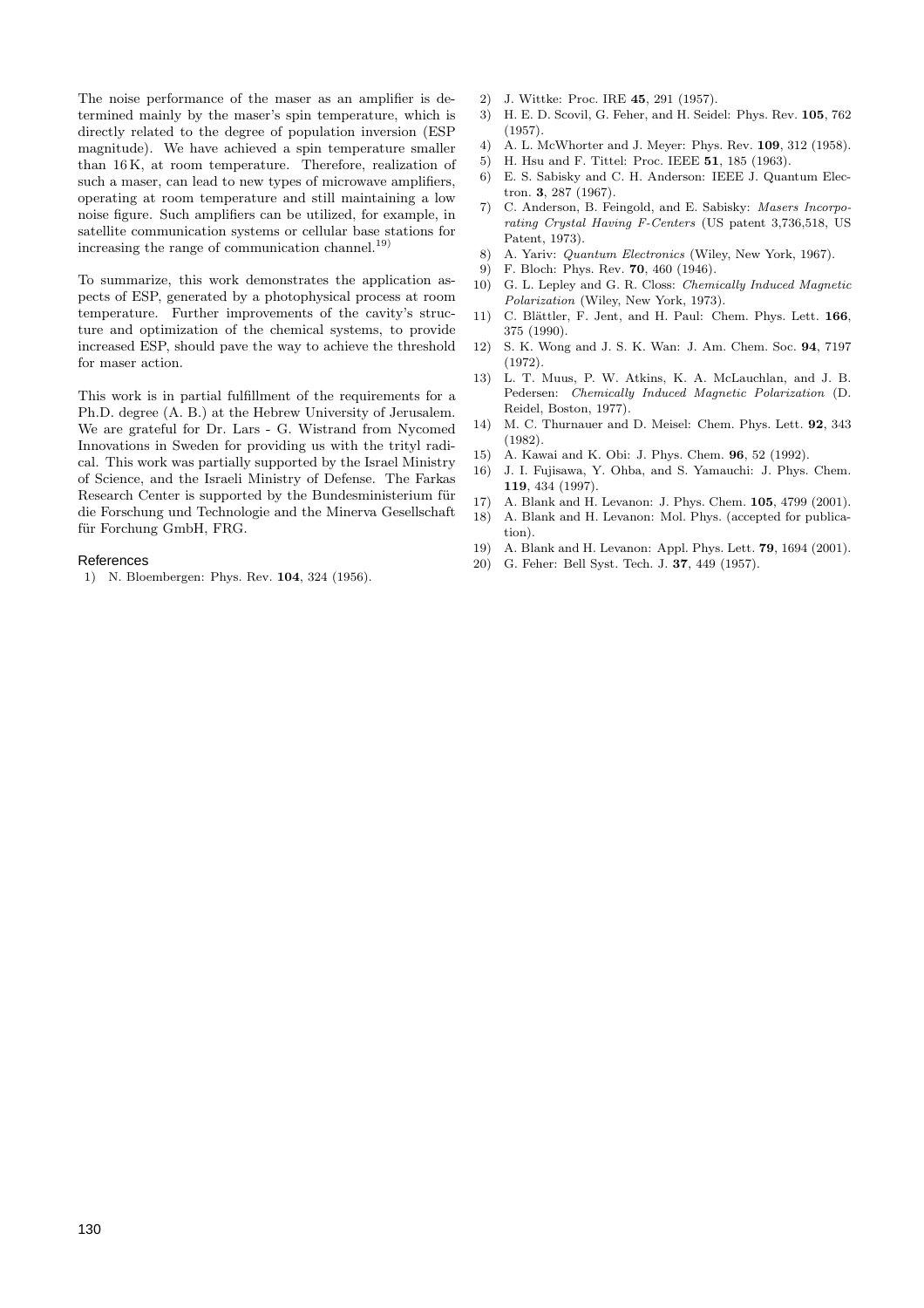The noise performance of the maser as an amplifier is determined mainly by the maser's spin temperature, which is directly related to the degree of population inversion (ESP magnitude). We have achieved a spin temperature smaller than 16 K, at room temperature. Therefore, realization of such a maser, can lead to new types of microwave amplifiers, operating at room temperature and still maintaining a low noise figure. Such amplifiers can be utilized, for example, in satellite communication systems or cellular base stations for increasing the range of communication channel.[19)]

To summarize, this work demonstrates the application aspects of ESP, generated by a photophysical process at room temperature. Further improvements of the cavity's structure and optimization of the chemical systems, to provide increased ESP, should pave the way to achieve the threshold for maser action.

This work is in partial fulfillment of the requirements for a Ph.D. degree (A. B.) at the Hebrew University of Jerusalem. We are grateful for Dr. Lars - G. Wistrand from Nycomed Innovations in Sweden for providing us with the trityl radical. This work was partially supported by the Israel Ministry of Science, and the Israeli Ministry of Defense. The Farkas Research Center is supported by the Bundesministerium für die Forschung und Technologie and the Minerva Gesellschaft für Forchung GmbH, FRG.

## References

1) N. Bloembergen: Phys. Rev. **104**, 324 (1956).
2) J. Wittke: Proc. IRE **45**, 291 (1957).
3) H. E. D. Scovil, G. Feher, and H. Seidel: Phys. Rev. **105**, 762 (1957).
4) A. L. McWhorter and J. Meyer: Phys. Rev. **109**, 312 (1958).
5) H. Hsu and F. Tittel: Proc. IEEE **51**, 185 (1963).
6) E. S. Sabisky and C. H. Anderson: IEEE J. Quantum Electron. **3**, 287 (1967).
7) C. Anderson, B. Feingold, and E. Sabisky: *Masers Incorporating Crystal Having F-Centers* (US patent 3,736,518, US Patent, 1973).
8) A. Yariv: *Quantum Electronics* (Wiley, New York, 1967).
9) F. Bloch: Phys. Rev. **70**, 460 (1946).
10) G. L. Lepley and G. R. Closs: *Chemically Induced Magnetic Polarization* (Wiley, New York, 1973).
11) C. Blättler, F. Jent, and H. Paul: Chem. Phys. Lett. **166**, 375 (1990).
12) S. K. Wong and J. S. K. Wan: J. Am. Chem. Soc. **94**, 7197 (1972).
13) L. T. Muus, P. W. Atkins, K. A. McLauchlan, and J. B. Pedersen: *Chemically Induced Magnetic Polarization* (D. Reidel, Boston, 1977).
14) M. C. Thurnauer and D. Meisel: Chem. Phys. Lett. **92**, 343 (1982).
15) A. Kawai and K. Obi: J. Phys. Chem. **96**, 52 (1992).
16) J. I. Fujisawa, Y. Ohba, and S. Yamauchi: J. Phys. Chem. **119**, 434 (1997).
17) A. Blank and H. Levanon: J. Phys. Chem. **105**, 4799 (2001).
18) A. Blank and H. Levanon: Mol. Phys. (accepted for publication).
19) A. Blank and H. Levanon: Appl. Phys. Lett. **79**, 1694 (2001).
20) G. Feher: Bell Syst. Tech. J. **37**, 449 (1957).